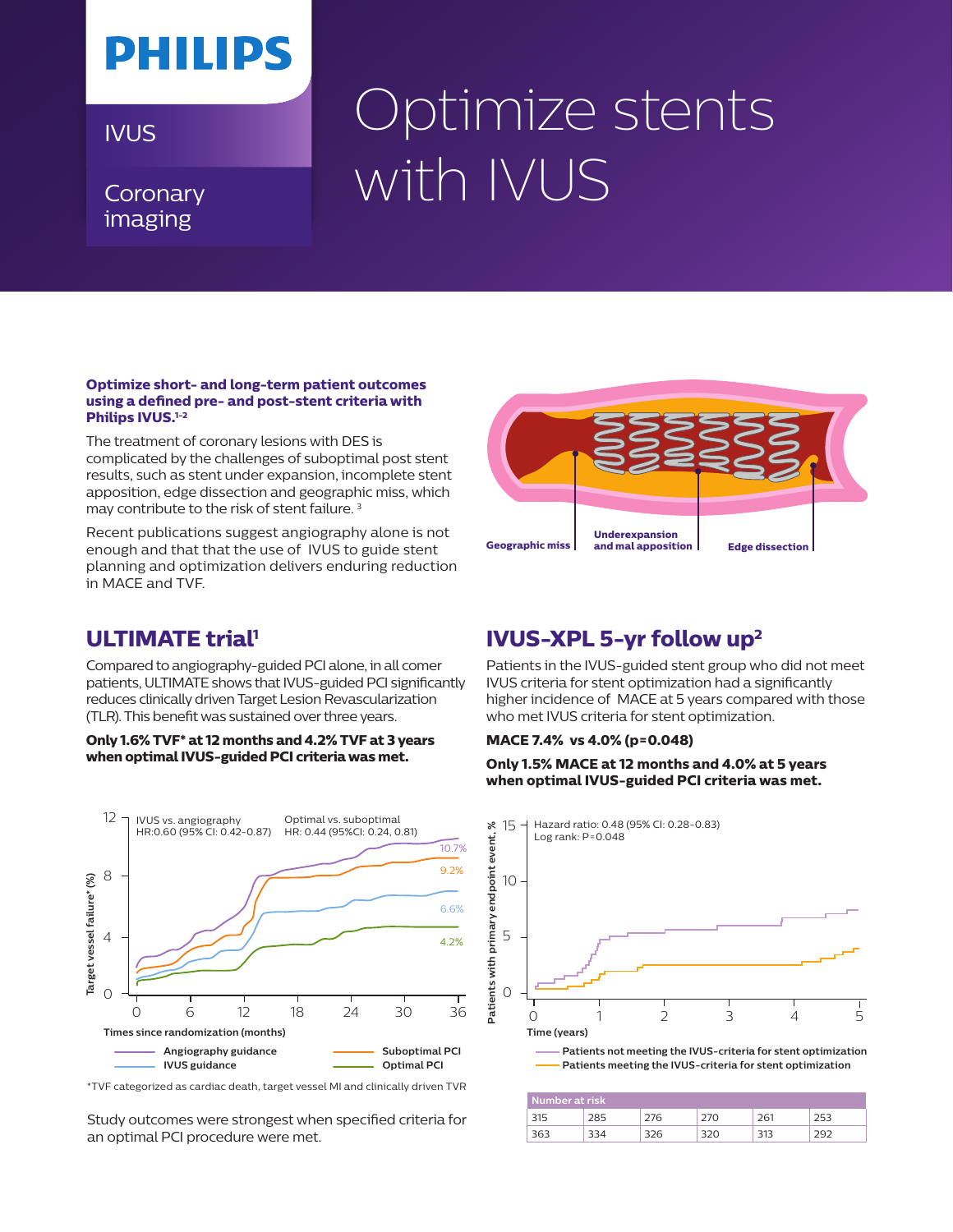PHILIPS

IVUS

Coronary imaging

# Optimize stents with IVUS

**Optimize short- and long-term patient outcomes using a defined pre- and post-stent criteria with Philips IVUS.[1-2]**

The treatment of coronary lesions with DES is complicated by the challenges of suboptimal post stent results, such as stent under expansion, incomplete stent apposition, edge dissection and geographic miss, which may contribute to the risk of stent failure. [3]

Recent publications suggest angiography alone is not enough and that that the use of IVUS to guide stent planning and optimization delivers enduring reduction in MACE and TVF.

Geographic miss | Underexpansion and mal apposition | Edge dissection

## ULTIMATE trial[1]

Compared to angiography-guided PCI alone, in all comer patients, ULTIMATE shows that IVUS-guided PCI significantly reduces clinically driven Target Lesion Revascularization (TLR). This benefit was sustained over three years.

**Only 1.6% TVF* at 12 months and 4.2% TVF at 3 years when optimal IVUS-guided PCI criteria was met.**

IVUS vs. angiography HR:0.60 (95% CI: 0.42-0.87)
Optimal vs. suboptimal HR: 0.44 (95%CI: 0.24, 0.81)

Target vessel failure* (%) — Times since randomization (months)

Angiography guidance 10.7% | Suboptimal PCI 9.2% | IVUS guidance 6.6% | Optimal PCI 4.2%

*TVF categorized as cardiac death, target vessel MI and clinically driven TVR

Study outcomes were strongest when specified criteria for an optimal PCI procedure were met.

## IVUS-XPL 5-yr follow up[2]

Patients in the IVUS-guided stent group who did not meet IVUS criteria for stent optimization had a significantly higher incidence of MACE at 5 years compared with those who met IVUS criteria for stent optimization.

**MACE 7.4% vs 4.0% (p=0.048)**

**Only 1.5% MACE at 12 months and 4.0% at 5 years when optimal IVUS-guided PCI criteria was met.**

Hazard ratio: 0.48 (95% CI: 0.28-0.83)
Log rank: P=0.048

Patients with primary endpoint event, % — Time (years)

Patients not meeting the IVUS-criteria for stent optimization
Patients meeting the IVUS-criteria for stent optimization

| Number at risk | | | | | |
|---|---|---|---|---|---|
| 315 | 285 | 276 | 270 | 261 | 253 |
| 363 | 334 | 326 | 320 | 313 | 292 |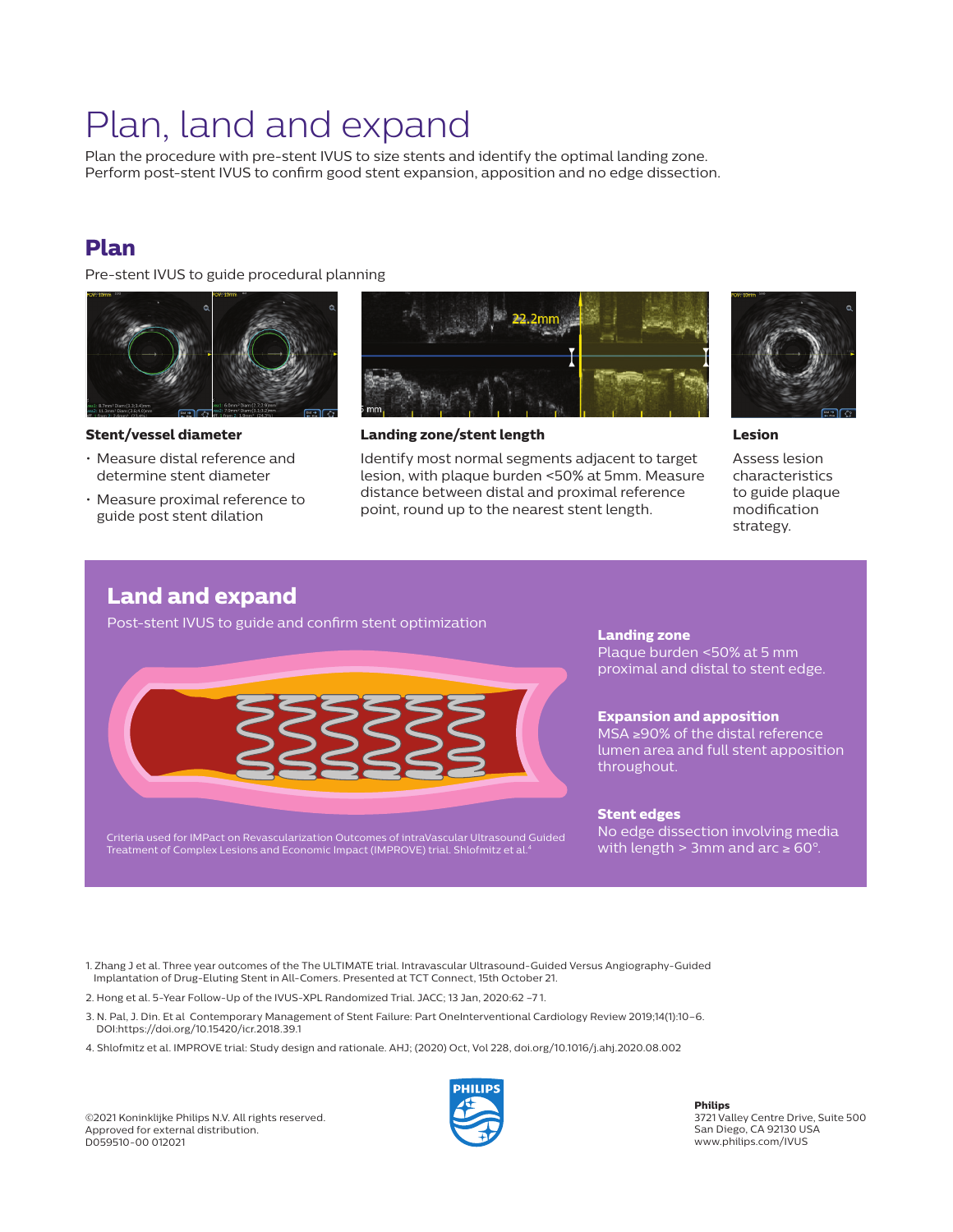# Plan, land and expand

Plan the procedure with pre-stent IVUS to size stents and identify the optimal landing zone.
Perform post-stent IVUS to confirm good stent expansion, apposition and no edge dissection.

## Plan

Pre-stent IVUS to guide procedural planning

### Stent/vessel diameter

- Measure distal reference and determine stent diameter
- Measure proximal reference to guide post stent dilation

### Landing zone/stent length

Identify most normal segments adjacent to target lesion, with plaque burden <50% at 5mm. Measure distance between distal and proximal reference point, round up to the nearest stent length.

### Lesion

Assess lesion characteristics to guide plaque modification strategy.

## Land and expand

Post-stent IVUS to guide and confirm stent optimization

**Landing zone**
Plaque burden <50% at 5 mm proximal and distal to stent edge.

**Expansion and apposition**
MSA ≥90% of the distal reference lumen area and full stent apposition throughout.

**Stent edges**
No edge dissection involving media with length > 3mm and arc ≥ 60°.

Criteria used for IMPact on Revascularization Outcomes of intraVascular Ultrasound Guided Treatment of Complex Lesions and Economic Impact (IMPROVE) trial. Shlofmitz et al.[4]

1. Zhang J et al. Three year outcomes of the The ULTIMATE trial. Intravascular Ultrasound-Guided Versus Angiography-Guided Implantation of Drug-Eluting Stent in All-Comers. Presented at TCT Connect, 15th October 21.
2. Hong et al. 5-Year Follow-Up of the IVUS-XPL Randomized Trial. JACC; 13 Jan, 2020:62 -71.
3. N. Pal, J. Din. Et al Contemporary Management of Stent Failure: Part OneInterventional Cardiology Review 2019;14(1):10–6. DOI:https://doi.org/10.15420/icr.2018.39.1
4. Shlofmitz et al. IMPROVE trial: Study design and rationale. AHJ; (2020) Oct, Vol 228, doi.org/10.1016/j.ahj.2020.08.002

©2021 Koninklijke Philips N.V. All rights reserved.
Approved for external distribution.
D059510-00 012021

**Philips**
3721 Valley Centre Drive, Suite 500
San Diego, CA 92130 USA
www.philips.com/IVUS